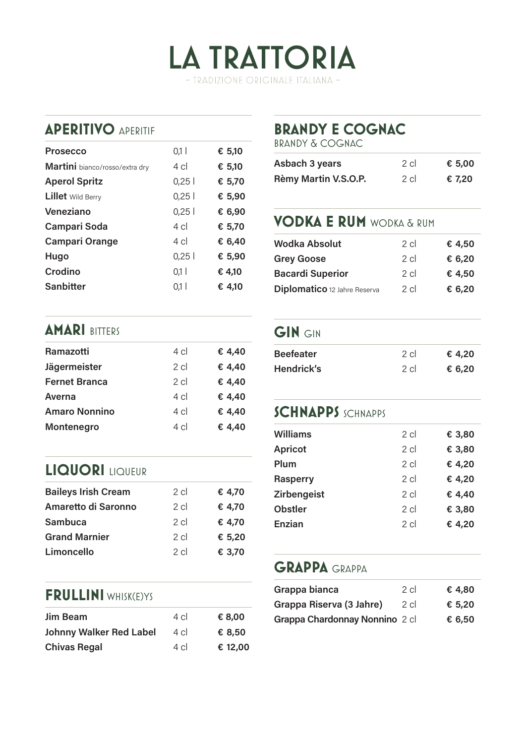# LA TRATTORIA

– TRADIZIONE ORIGINALE ITALIANA –

## APERITIVO APERITIF

| | | |
|---|---|---|
| **Prosecco** | 0,1 l | **€ 5,10** |
| **Martini** bianco/rosso/extra dry | 4 cl | **€ 5,10** |
| **Aperol Spritz** | 0,25 l | **€ 5,70** |
| **Lillet** Wild Berry | 0,25 l | **€ 5,90** |
| **Veneziano** | 0,25 l | **€ 6,90** |
| **Campari Soda** | 4 cl | **€ 5,70** |
| **Campari Orange** | 4 cl | **€ 6,40** |
| **Hugo** | 0,25 l | **€ 5,90** |
| **Crodino** | 0,1 l | **€ 4,10** |
| **Sanbitter** | 0,1 l | **€ 4,10** |

## AMARI BITTERS

| | | |
|---|---|---|
| **Ramazotti** | 4 cl | **€ 4,40** |
| **Jägermeister** | 2 cl | **€ 4,40** |
| **Fernet Branca** | 2 cl | **€ 4,40** |
| **Averna** | 4 cl | **€ 4,40** |
| **Amaro Nonnino** | 4 cl | **€ 4,40** |
| **Montenegro** | 4 cl | **€ 4,40** |

## LIQUORI LIQUEUR

| | | |
|---|---|---|
| **Baileys Irish Cream** | 2 cl | **€ 4,70** |
| **Amaretto di Saronno** | 2 cl | **€ 4,70** |
| **Sambuca** | 2 cl | **€ 4,70** |
| **Grand Marnier** | 2 cl | **€ 5,20** |
| **Limoncello** | 2 cl | **€ 3,70** |

## FRULLINI WHISK(E)YS

| | | |
|---|---|---|
| **Jim Beam** | 4 cl | **€ 8,00** |
| **Johnny Walker Red Label** | 4 cl | **€ 8,50** |
| **Chivas Regal** | 4 cl | **€ 12,00** |

## BRANDY E COGNAC BRANDY & COGNAC

| | | |
|---|---|---|
| **Asbach 3 years** | 2 cl | **€ 5,00** |
| **Rèmy Martin V.S.O.P.** | 2 cl | **€ 7,20** |

## VODKA E RUM WODKA & RUM

| | | |
|---|---|---|
| **Wodka Absolut** | 2 cl | **€ 4,50** |
| **Grey Goose** | 2 cl | **€ 6,20** |
| **Bacardi Superior** | 2 cl | **€ 4,50** |
| **Diplomatico** 12 Jahre Reserva | 2 cl | **€ 6,20** |

## GIN GIN

| | | |
|---|---|---|
| **Beefeater** | 2 cl | **€ 4,20** |
| **Hendrick's** | 2 cl | **€ 6,20** |

## SCHNAPPS SCHNAPPS

| | | |
|---|---|---|
| **Williams** | 2 cl | **€ 3,80** |
| **Apricot** | 2 cl | **€ 3,80** |
| **Plum** | 2 cl | **€ 4,20** |
| **Rasperry** | 2 cl | **€ 4,20** |
| **Zirbengeist** | 2 cl | **€ 4,40** |
| **Obstler** | 2 cl | **€ 3,80** |
| **Enzian** | 2 cl | **€ 4,20** |

## GRAPPA GRAPPA

| | | |
|---|---|---|
| **Grappa bianca** | 2 cl | **€ 4,80** |
| **Grappa Riserva (3 Jahre)** | 2 cl | **€ 5,20** |
| **Grappa Chardonnay Nonnino** | 2 cl | **€ 6,50** |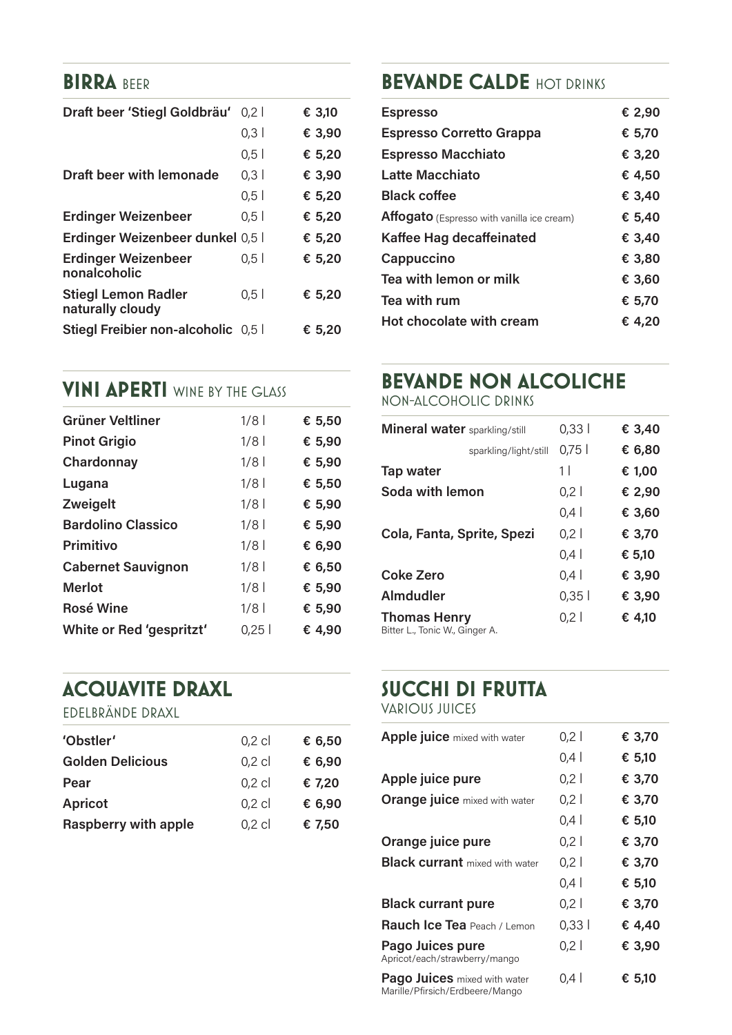## BIRRA BEER

| | | |
|---|---|---|
| **Draft beer 'Stiegl Goldbräu'** | 0,2 l | **€ 3,10** |
| | 0,3 l | **€ 3,90** |
| | 0,5 l | **€ 5,20** |
| **Draft beer with lemonade** | 0,3 l | **€ 3,90** |
| | 0,5 l | **€ 5,20** |
| **Erdinger Weizenbeer** | 0,5 l | **€ 5,20** |
| **Erdinger Weizenbeer dunkel** | 0,5 l | **€ 5,20** |
| **Erdinger Weizenbeer nonalcoholic** | 0,5 l | **€ 5,20** |
| **Stiegl Lemon Radler naturally cloudy** | 0,5 l | **€ 5,20** |
| **Stiegl Freibier non-alcoholic** | 0,5 l | **€ 5,20** |

## VINI APERTI WINE BY THE GLASS

| | | |
|---|---|---|
| **Grüner Veltliner** | 1/8 l | **€ 5,50** |
| **Pinot Grigio** | 1/8 l | **€ 5,90** |
| **Chardonnay** | 1/8 l | **€ 5,90** |
| **Lugana** | 1/8 l | **€ 5,50** |
| **Zweigelt** | 1/8 l | **€ 5,90** |
| **Bardolino Classico** | 1/8 l | **€ 5,90** |
| **Primitivo** | 1/8 l | **€ 6,90** |
| **Cabernet Sauvignon** | 1/8 l | **€ 6,50** |
| **Merlot** | 1/8 l | **€ 5,90** |
| **Rosé Wine** | 1/8 l | **€ 5,90** |
| **White or Red 'gespritzt'** | 0,25 l | **€ 4,90** |

## ACQUAVITE DRAXL

EDELBRÄNDE DRAXL

| | | |
|---|---|---|
| **'Obstler'** | 0,2 cl | **€ 6,50** |
| **Golden Delicious** | 0,2 cl | **€ 6,90** |
| **Pear** | 0,2 cl | **€ 7,20** |
| **Apricot** | 0,2 cl | **€ 6,90** |
| **Raspberry with apple** | 0,2 cl | **€ 7,50** |

## BEVANDE CALDE HOT DRINKS

| | |
|---|---|
| **Espresso** | **€ 2,90** |
| **Espresso Corretto Grappa** | **€ 5,70** |
| **Espresso Macchiato** | **€ 3,20** |
| **Latte Macchiato** | **€ 4,50** |
| **Black coffee** | **€ 3,40** |
| **Affogato** (Espresso with vanilla ice cream) | **€ 5,40** |
| **Kaffee Hag decaffeinated** | **€ 3,40** |
| **Cappuccino** | **€ 3,80** |
| **Tea with lemon or milk** | **€ 3,60** |
| **Tea with rum** | **€ 5,70** |
| **Hot chocolate with cream** | **€ 4,20** |

## BEVANDE NON ALCOLICHE

NON-ALCOHOLIC DRINKS

| | | |
|---|---|---|
| **Mineral water** sparkling/still | 0,33 l | **€ 3,40** |
| sparkling/light/still | 0,75 l | **€ 6,80** |
| **Tap water** | 1 l | **€ 1,00** |
| **Soda with lemon** | 0,2 l | **€ 2,90** |
| | 0,4 l | **€ 3,60** |
| **Cola, Fanta, Sprite, Spezi** | 0,2 l | **€ 3,70** |
| | 0,4 l | **€ 5,10** |
| **Coke Zero** | 0,4 l | **€ 3,90** |
| **Almdudler** | 0,35 l | **€ 3,90** |
| **Thomas Henry** Bitter L., Tonic W., Ginger A. | 0,2 l | **€ 4,10** |

## SUCCHI DI FRUTTA

VARIOUS JUICES

| | | |
|---|---|---|
| **Apple juice** mixed with water | 0,2 l | **€ 3,70** |
| | 0,4 l | **€ 5,10** |
| **Apple juice pure** | 0,2 l | **€ 3,70** |
| **Orange juice** mixed with water | 0,2 l | **€ 3,70** |
| | 0,4 l | **€ 5,10** |
| **Orange juice pure** | 0,2 l | **€ 3,70** |
| **Black currant** mixed with water | 0,2 l | **€ 3,70** |
| | 0,4 l | **€ 5,10** |
| **Black currant pure** | 0,2 l | **€ 3,70** |
| **Rauch Ice Tea** Peach / Lemon | 0,33 l | **€ 4,40** |
| **Pago Juices pure** Apricot/each/strawberry/mango | 0,2 l | **€ 3,90** |
| **Pago Juices** mixed with water Marille/Pfirsich/Erdbeere/Mango | 0,4 l | **€ 5,10** |